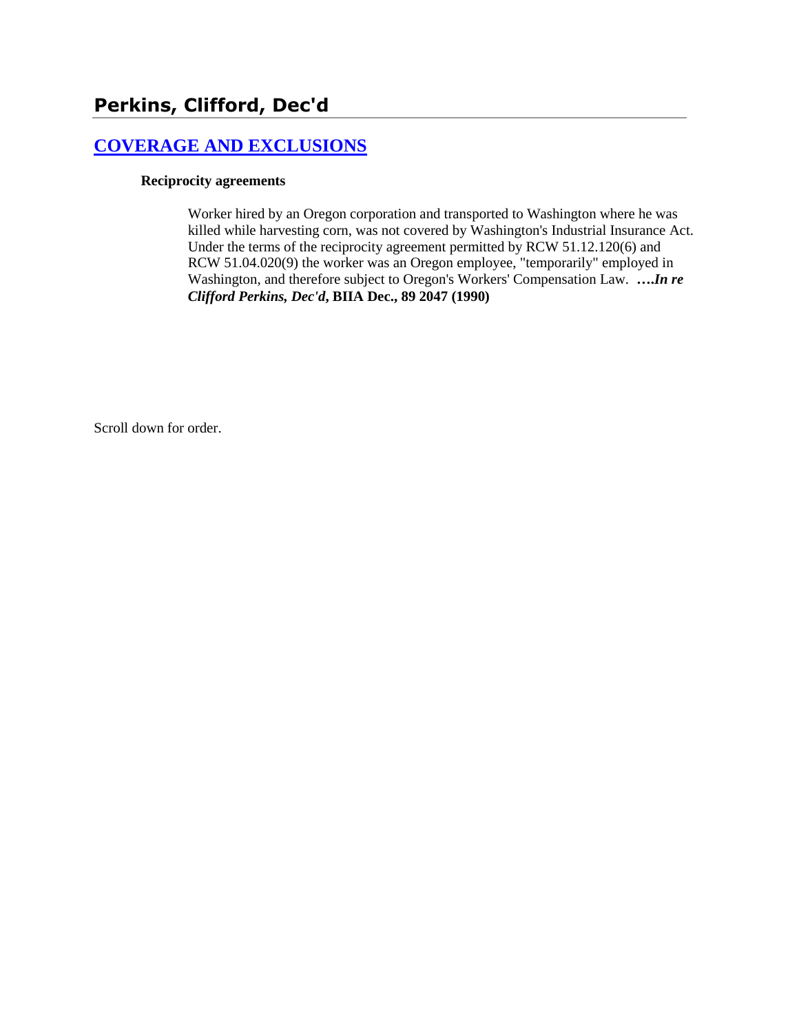# Perkins, Clifford, Dec'd

## COVERAGE AND EXCLUSIONS

### Reciprocity agreements

Worker hired by an Oregon corporation and transported to Washington where he was killed while harvesting corn, was not covered by Washington's Industrial Insurance Act. Under the terms of the reciprocity agreement permitted by RCW 51.12.120(6) and RCW 51.04.020(9) the worker was an Oregon employee, "temporarily" employed in Washington, and therefore subject to Oregon's Workers' Compensation Law. ***….In re Clifford Perkins, Dec'd*, BIIA Dec., 89 2047 (1990)**

Scroll down for order.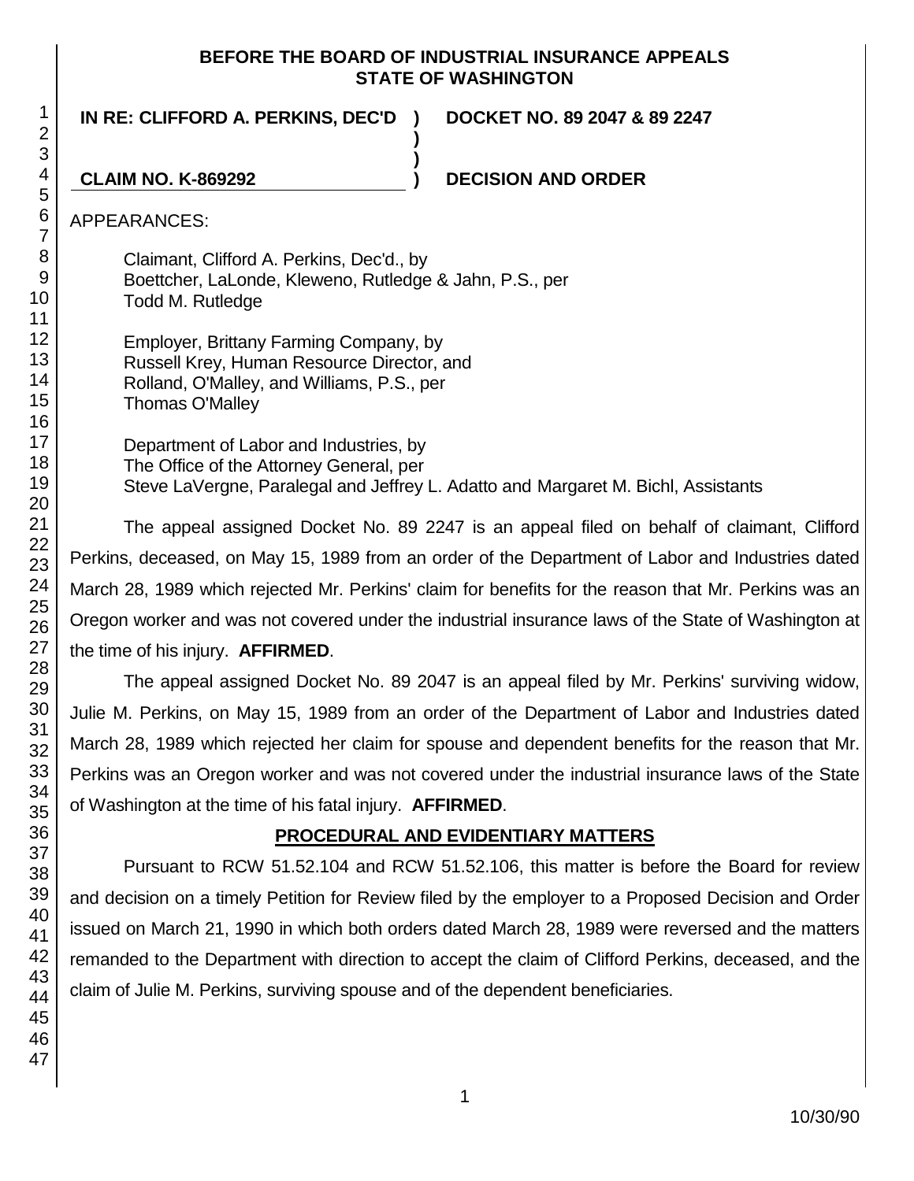**BEFORE THE BOARD OF INDUSTRIAL INSURANCE APPEALS**
**STATE OF WASHINGTON**

**IN RE: CLIFFORD A. PERKINS, DEC'D ) DOCKET NO. 89 2047 & 89 2247**
**)**
**)**
**CLAIM NO. K-869292 ) DECISION AND ORDER**

APPEARANCES:

Claimant, Clifford A. Perkins, Dec'd., by
Boettcher, LaLonde, Kleweno, Rutledge & Jahn, P.S., per
Todd M. Rutledge

Employer, Brittany Farming Company, by
Russell Krey, Human Resource Director, and
Rolland, O'Malley, and Williams, P.S., per
Thomas O'Malley

Department of Labor and Industries, by
The Office of the Attorney General, per
Steve LaVergne, Paralegal and Jeffrey L. Adatto and Margaret M. Bichl, Assistants

The appeal assigned Docket No. 89 2247 is an appeal filed on behalf of claimant, Clifford Perkins, deceased, on May 15, 1989 from an order of the Department of Labor and Industries dated March 28, 1989 which rejected Mr. Perkins' claim for benefits for the reason that Mr. Perkins was an Oregon worker and was not covered under the industrial insurance laws of the State of Washington at the time of his injury. **AFFIRMED**.

The appeal assigned Docket No. 89 2047 is an appeal filed by Mr. Perkins' surviving widow, Julie M. Perkins, on May 15, 1989 from an order of the Department of Labor and Industries dated March 28, 1989 which rejected her claim for spouse and dependent benefits for the reason that Mr. Perkins was an Oregon worker and was not covered under the industrial insurance laws of the State of Washington at the time of his fatal injury. **AFFIRMED**.

## PROCEDURAL AND EVIDENTIARY MATTERS

Pursuant to RCW 51.52.104 and RCW 51.52.106, this matter is before the Board for review and decision on a timely Petition for Review filed by the employer to a Proposed Decision and Order issued on March 21, 1990 in which both orders dated March 28, 1989 were reversed and the matters remanded to the Department with direction to accept the claim of Clifford Perkins, deceased, and the claim of Julie M. Perkins, surviving spouse and of the dependent beneficiaries.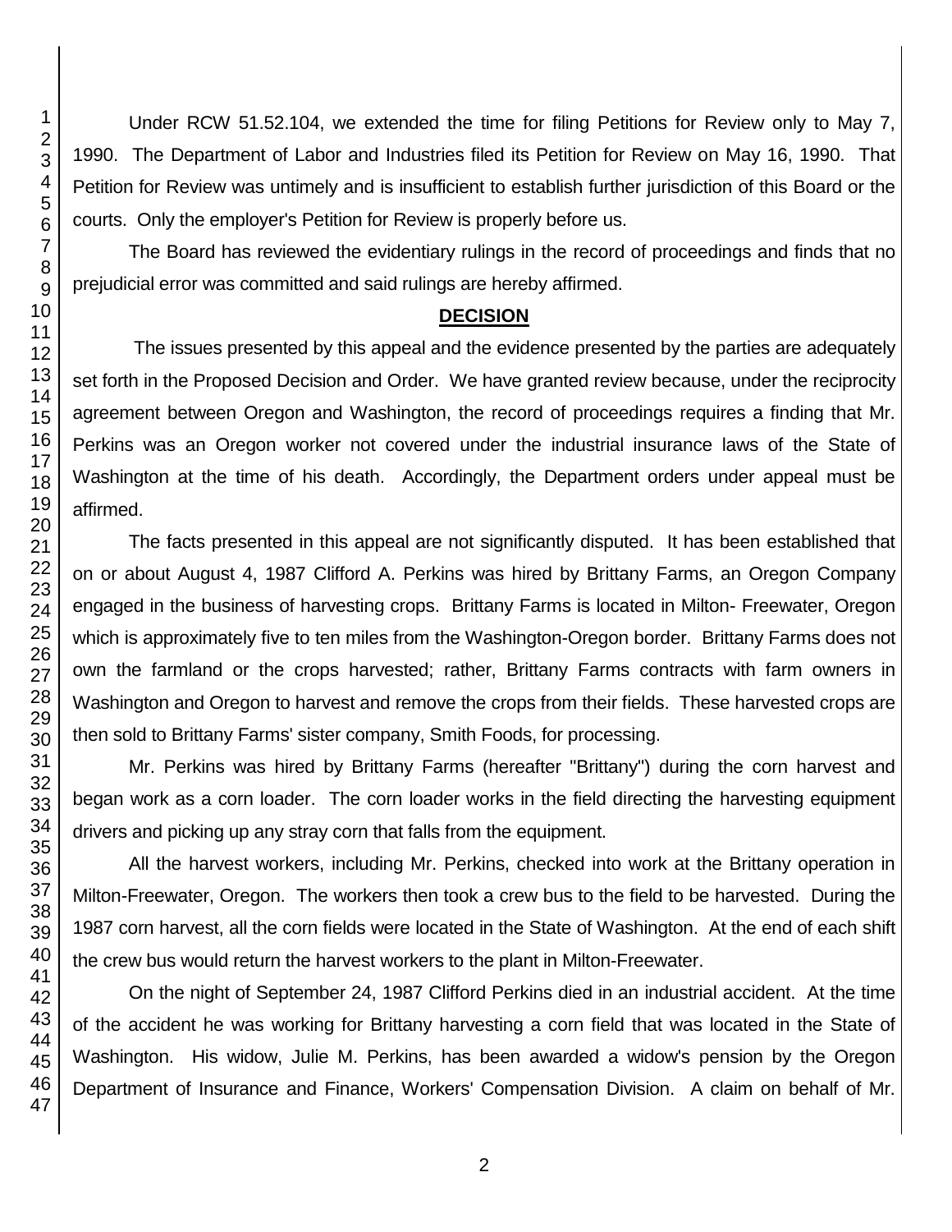Under RCW 51.52.104, we extended the time for filing Petitions for Review only to May 7, 1990. The Department of Labor and Industries filed its Petition for Review on May 16, 1990. That Petition for Review was untimely and is insufficient to establish further jurisdiction of this Board or the courts. Only the employer's Petition for Review is properly before us.

The Board has reviewed the evidentiary rulings in the record of proceedings and finds that no prejudicial error was committed and said rulings are hereby affirmed.

## DECISION

The issues presented by this appeal and the evidence presented by the parties are adequately set forth in the Proposed Decision and Order. We have granted review because, under the reciprocity agreement between Oregon and Washington, the record of proceedings requires a finding that Mr. Perkins was an Oregon worker not covered under the industrial insurance laws of the State of Washington at the time of his death. Accordingly, the Department orders under appeal must be affirmed.

The facts presented in this appeal are not significantly disputed. It has been established that on or about August 4, 1987 Clifford A. Perkins was hired by Brittany Farms, an Oregon Company engaged in the business of harvesting crops. Brittany Farms is located in Milton- Freewater, Oregon which is approximately five to ten miles from the Washington-Oregon border. Brittany Farms does not own the farmland or the crops harvested; rather, Brittany Farms contracts with farm owners in Washington and Oregon to harvest and remove the crops from their fields. These harvested crops are then sold to Brittany Farms' sister company, Smith Foods, for processing.

Mr. Perkins was hired by Brittany Farms (hereafter "Brittany") during the corn harvest and began work as a corn loader. The corn loader works in the field directing the harvesting equipment drivers and picking up any stray corn that falls from the equipment.

All the harvest workers, including Mr. Perkins, checked into work at the Brittany operation in Milton-Freewater, Oregon. The workers then took a crew bus to the field to be harvested. During the 1987 corn harvest, all the corn fields were located in the State of Washington. At the end of each shift the crew bus would return the harvest workers to the plant in Milton-Freewater.

On the night of September 24, 1987 Clifford Perkins died in an industrial accident. At the time of the accident he was working for Brittany harvesting a corn field that was located in the State of Washington. His widow, Julie M. Perkins, has been awarded a widow's pension by the Oregon Department of Insurance and Finance, Workers' Compensation Division. A claim on behalf of Mr.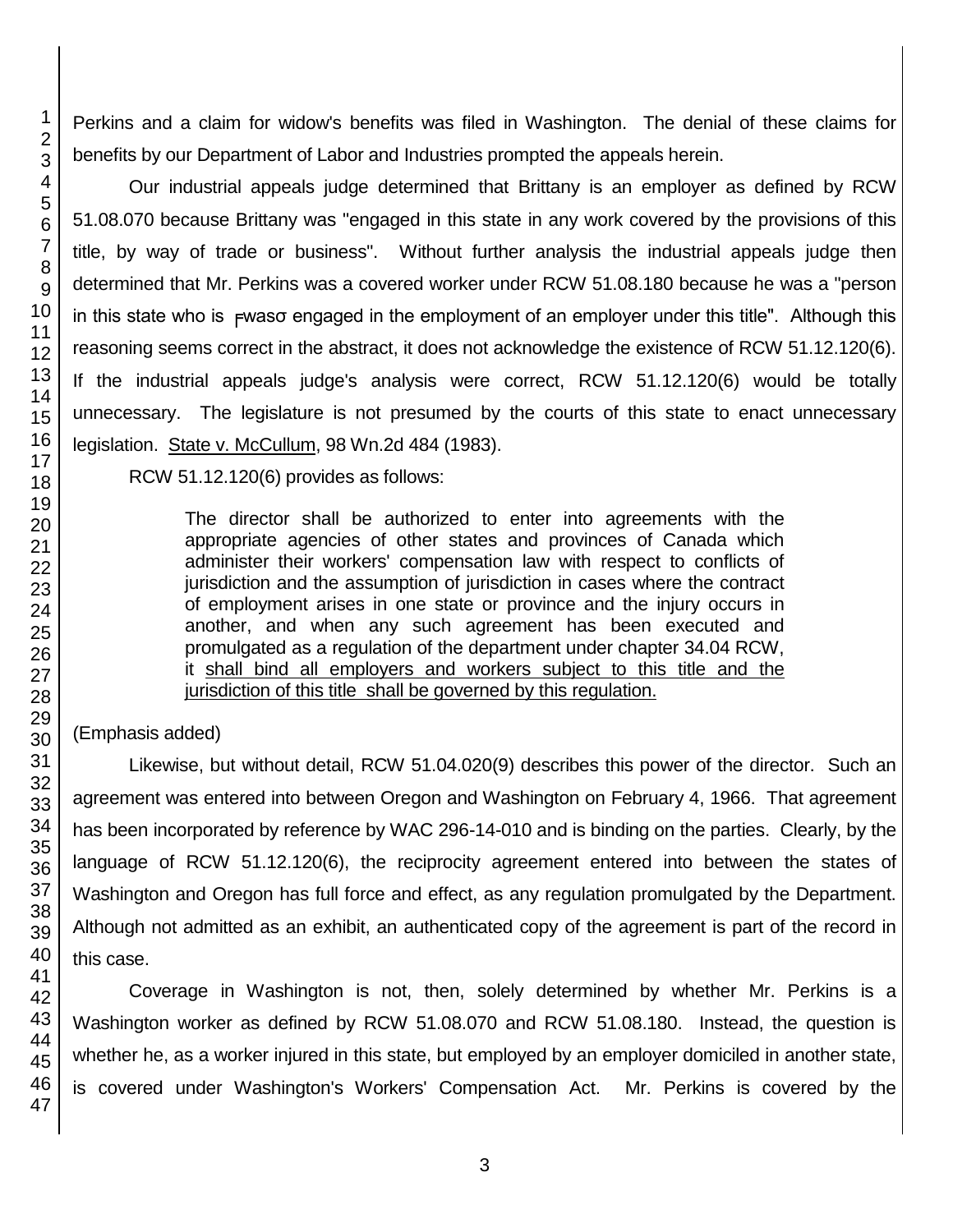Perkins and a claim for widow's benefits was filed in Washington. The denial of these claims for benefits by our Department of Labor and Industries prompted the appeals herein.

Our industrial appeals judge determined that Brittany is an employer as defined by RCW 51.08.070 because Brittany was "engaged in this state in any work covered by the provisions of this title, by way of trade or business". Without further analysis the industrial appeals judge then determined that Mr. Perkins was a covered worker under RCW 51.08.180 because he was a "person in this state who is [was] engaged in the employment of an employer under this title". Although this reasoning seems correct in the abstract, it does not acknowledge the existence of RCW 51.12.120(6). If the industrial appeals judge's analysis were correct, RCW 51.12.120(6) would be totally unnecessary. The legislature is not presumed by the courts of this state to enact unnecessary legislation. State v. McCullum, 98 Wn.2d 484 (1983).

RCW 51.12.120(6) provides as follows:

> The director shall be authorized to enter into agreements with the appropriate agencies of other states and provinces of Canada which administer their workers' compensation law with respect to conflicts of jurisdiction and the assumption of jurisdiction in cases where the contract of employment arises in one state or province and the injury occurs in another, and when any such agreement has been executed and promulgated as a regulation of the department under chapter 34.04 RCW, it shall bind all employers and workers subject to this title and the jurisdiction of this title shall be governed by this regulation.

(Emphasis added)

Likewise, but without detail, RCW 51.04.020(9) describes this power of the director. Such an agreement was entered into between Oregon and Washington on February 4, 1966. That agreement has been incorporated by reference by WAC 296-14-010 and is binding on the parties. Clearly, by the language of RCW 51.12.120(6), the reciprocity agreement entered into between the states of Washington and Oregon has full force and effect, as any regulation promulgated by the Department. Although not admitted as an exhibit, an authenticated copy of the agreement is part of the record in this case.

Coverage in Washington is not, then, solely determined by whether Mr. Perkins is a Washington worker as defined by RCW 51.08.070 and RCW 51.08.180. Instead, the question is whether he, as a worker injured in this state, but employed by an employer domiciled in another state, is covered under Washington's Workers' Compensation Act. Mr. Perkins is covered by the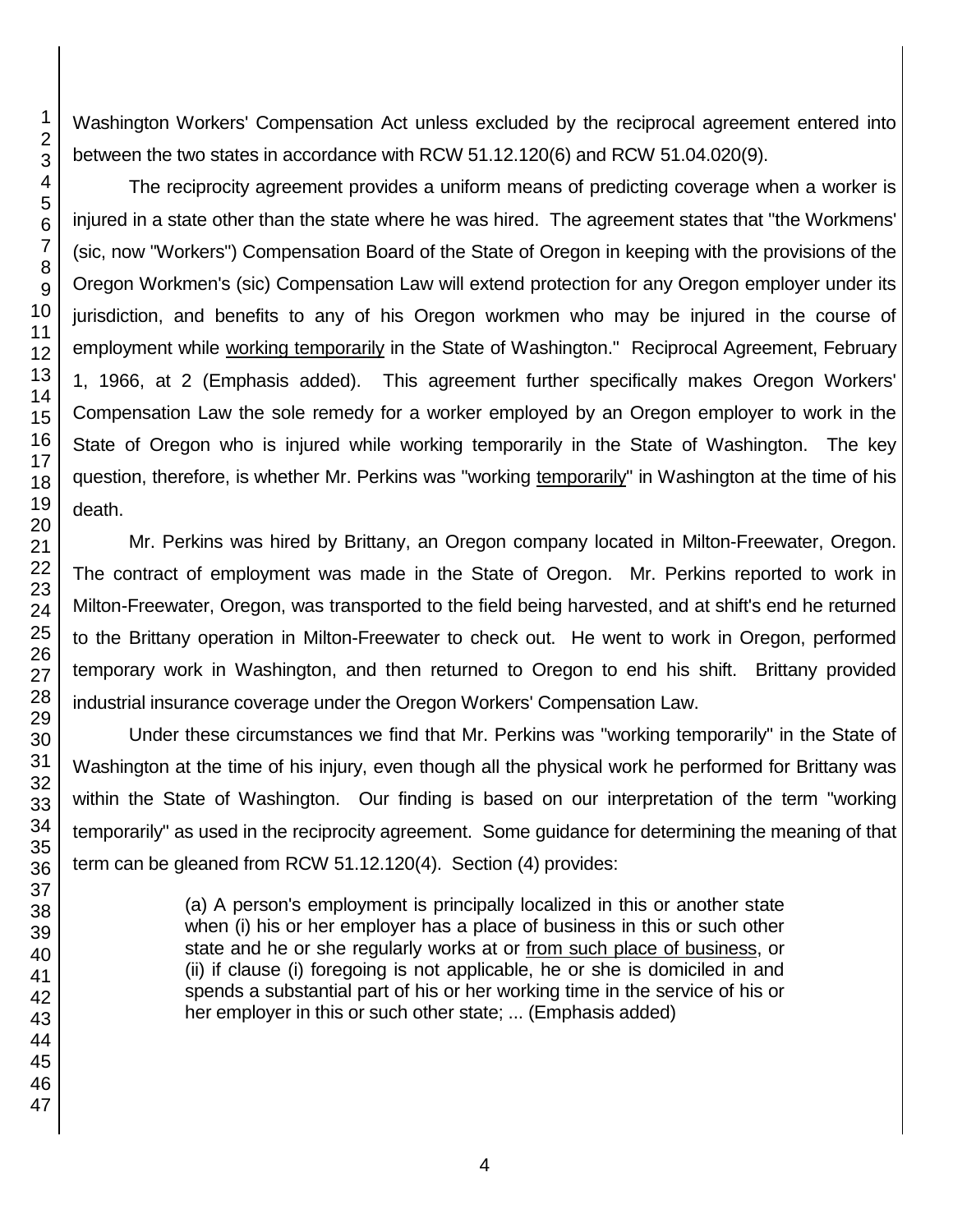Washington Workers' Compensation Act unless excluded by the reciprocal agreement entered into between the two states in accordance with RCW 51.12.120(6) and RCW 51.04.020(9).

The reciprocity agreement provides a uniform means of predicting coverage when a worker is injured in a state other than the state where he was hired. The agreement states that "the Workmens' (sic, now "Workers") Compensation Board of the State of Oregon in keeping with the provisions of the Oregon Workmen's (sic) Compensation Law will extend protection for any Oregon employer under its jurisdiction, and benefits to any of his Oregon workmen who may be injured in the course of employment while working temporarily in the State of Washington." Reciprocal Agreement, February 1, 1966, at 2 (Emphasis added). This agreement further specifically makes Oregon Workers' Compensation Law the sole remedy for a worker employed by an Oregon employer to work in the State of Oregon who is injured while working temporarily in the State of Washington. The key question, therefore, is whether Mr. Perkins was "working temporarily" in Washington at the time of his death.

Mr. Perkins was hired by Brittany, an Oregon company located in Milton-Freewater, Oregon. The contract of employment was made in the State of Oregon. Mr. Perkins reported to work in Milton-Freewater, Oregon, was transported to the field being harvested, and at shift's end he returned to the Brittany operation in Milton-Freewater to check out. He went to work in Oregon, performed temporary work in Washington, and then returned to Oregon to end his shift. Brittany provided industrial insurance coverage under the Oregon Workers' Compensation Law.

Under these circumstances we find that Mr. Perkins was "working temporarily" in the State of Washington at the time of his injury, even though all the physical work he performed for Brittany was within the State of Washington. Our finding is based on our interpretation of the term "working temporarily" as used in the reciprocity agreement. Some guidance for determining the meaning of that term can be gleaned from RCW 51.12.120(4). Section (4) provides:

> (a) A person's employment is principally localized in this or another state when (i) his or her employer has a place of business in this or such other state and he or she regularly works at or from such place of business, or (ii) if clause (i) foregoing is not applicable, he or she is domiciled in and spends a substantial part of his or her working time in the service of his or her employer in this or such other state; ... (Emphasis added)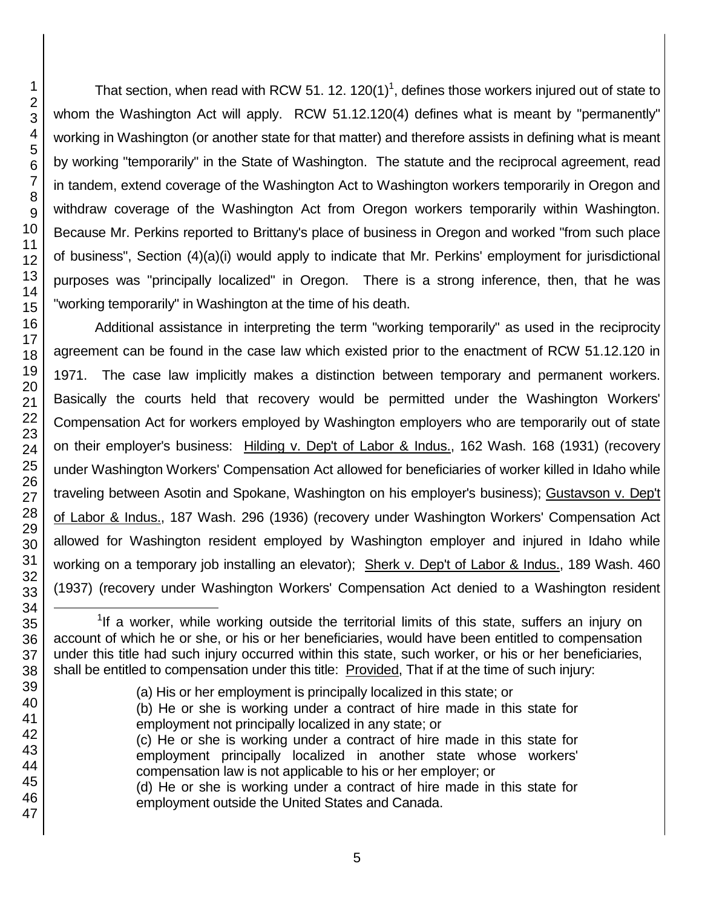That section, when read with RCW 51. 12. 120(1)[1], defines those workers injured out of state to whom the Washington Act will apply. RCW 51.12.120(4) defines what is meant by "permanently" working in Washington (or another state for that matter) and therefore assists in defining what is meant by working "temporarily" in the State of Washington. The statute and the reciprocal agreement, read in tandem, extend coverage of the Washington Act to Washington workers temporarily in Oregon and withdraw coverage of the Washington Act from Oregon workers temporarily within Washington. Because Mr. Perkins reported to Brittany's place of business in Oregon and worked "from such place of business", Section (4)(a)(i) would apply to indicate that Mr. Perkins' employment for jurisdictional purposes was "principally localized" in Oregon. There is a strong inference, then, that he was "working temporarily" in Washington at the time of his death.

Additional assistance in interpreting the term "working temporarily" as used in the reciprocity agreement can be found in the case law which existed prior to the enactment of RCW 51.12.120 in 1971. The case law implicitly makes a distinction between temporary and permanent workers. Basically the courts held that recovery would be permitted under the Washington Workers' Compensation Act for workers employed by Washington employers who are temporarily out of state on their employer's business: Hilding v. Dep't of Labor & Indus., 162 Wash. 168 (1931) (recovery under Washington Workers' Compensation Act allowed for beneficiaries of worker killed in Idaho while traveling between Asotin and Spokane, Washington on his employer's business); Gustavson v. Dep't of Labor & Indus., 187 Wash. 296 (1936) (recovery under Washington Workers' Compensation Act allowed for Washington resident employed by Washington employer and injured in Idaho while working on a temporary job installing an elevator); Sherk v. Dep't of Labor & Indus., 189 Wash. 460 (1937) (recovery under Washington Workers' Compensation Act denied to a Washington resident

[1] If a worker, while working outside the territorial limits of this state, suffers an injury on account of which he or she, or his or her beneficiaries, would have been entitled to compensation under this title had such injury occurred within this state, such worker, or his or her beneficiaries, shall be entitled to compensation under this title: Provided, That if at the time of such injury:

> (a) His or her employment is principally localized in this state; or
> (b) He or she is working under a contract of hire made in this state for employment not principally localized in any state; or
> (c) He or she is working under a contract of hire made in this state for employment principally localized in another state whose workers' compensation law is not applicable to his or her employer; or
> (d) He or she is working under a contract of hire made in this state for employment outside the United States and Canada.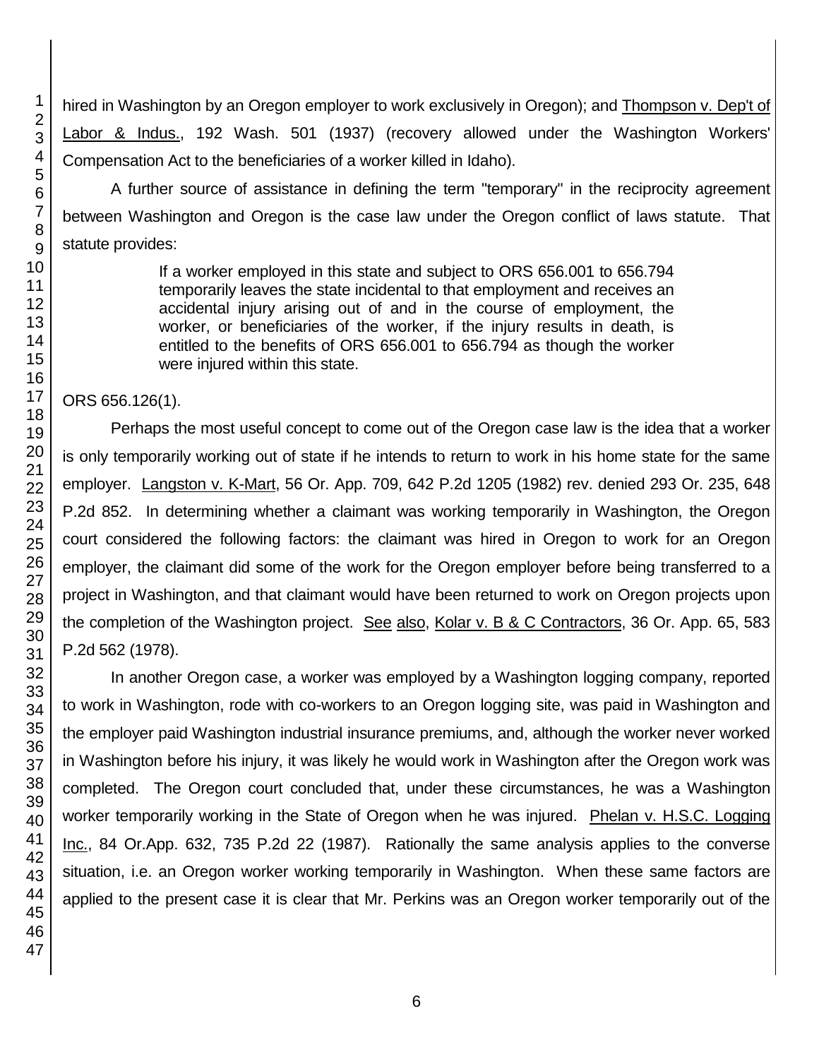hired in Washington by an Oregon employer to work exclusively in Oregon); and Thompson v. Dep't of Labor & Indus., 192 Wash. 501 (1937) (recovery allowed under the Washington Workers' Compensation Act to the beneficiaries of a worker killed in Idaho).

A further source of assistance in defining the term "temporary" in the reciprocity agreement between Washington and Oregon is the case law under the Oregon conflict of laws statute. That statute provides:

> If a worker employed in this state and subject to ORS 656.001 to 656.794 temporarily leaves the state incidental to that employment and receives an accidental injury arising out of and in the course of employment, the worker, or beneficiaries of the worker, if the injury results in death, is entitled to the benefits of ORS 656.001 to 656.794 as though the worker were injured within this state.

ORS 656.126(1).

Perhaps the most useful concept to come out of the Oregon case law is the idea that a worker is only temporarily working out of state if he intends to return to work in his home state for the same employer. Langston v. K-Mart, 56 Or. App. 709, 642 P.2d 1205 (1982) rev. denied 293 Or. 235, 648 P.2d 852. In determining whether a claimant was working temporarily in Washington, the Oregon court considered the following factors: the claimant was hired in Oregon to work for an Oregon employer, the claimant did some of the work for the Oregon employer before being transferred to a project in Washington, and that claimant would have been returned to work on Oregon projects upon the completion of the Washington project. See also, Kolar v. B & C Contractors, 36 Or. App. 65, 583 P.2d 562 (1978).

In another Oregon case, a worker was employed by a Washington logging company, reported to work in Washington, rode with co-workers to an Oregon logging site, was paid in Washington and the employer paid Washington industrial insurance premiums, and, although the worker never worked in Washington before his injury, it was likely he would work in Washington after the Oregon work was completed. The Oregon court concluded that, under these circumstances, he was a Washington worker temporarily working in the State of Oregon when he was injured. Phelan v. H.S.C. Logging Inc., 84 Or.App. 632, 735 P.2d 22 (1987). Rationally the same analysis applies to the converse situation, i.e. an Oregon worker working temporarily in Washington. When these same factors are applied to the present case it is clear that Mr. Perkins was an Oregon worker temporarily out of the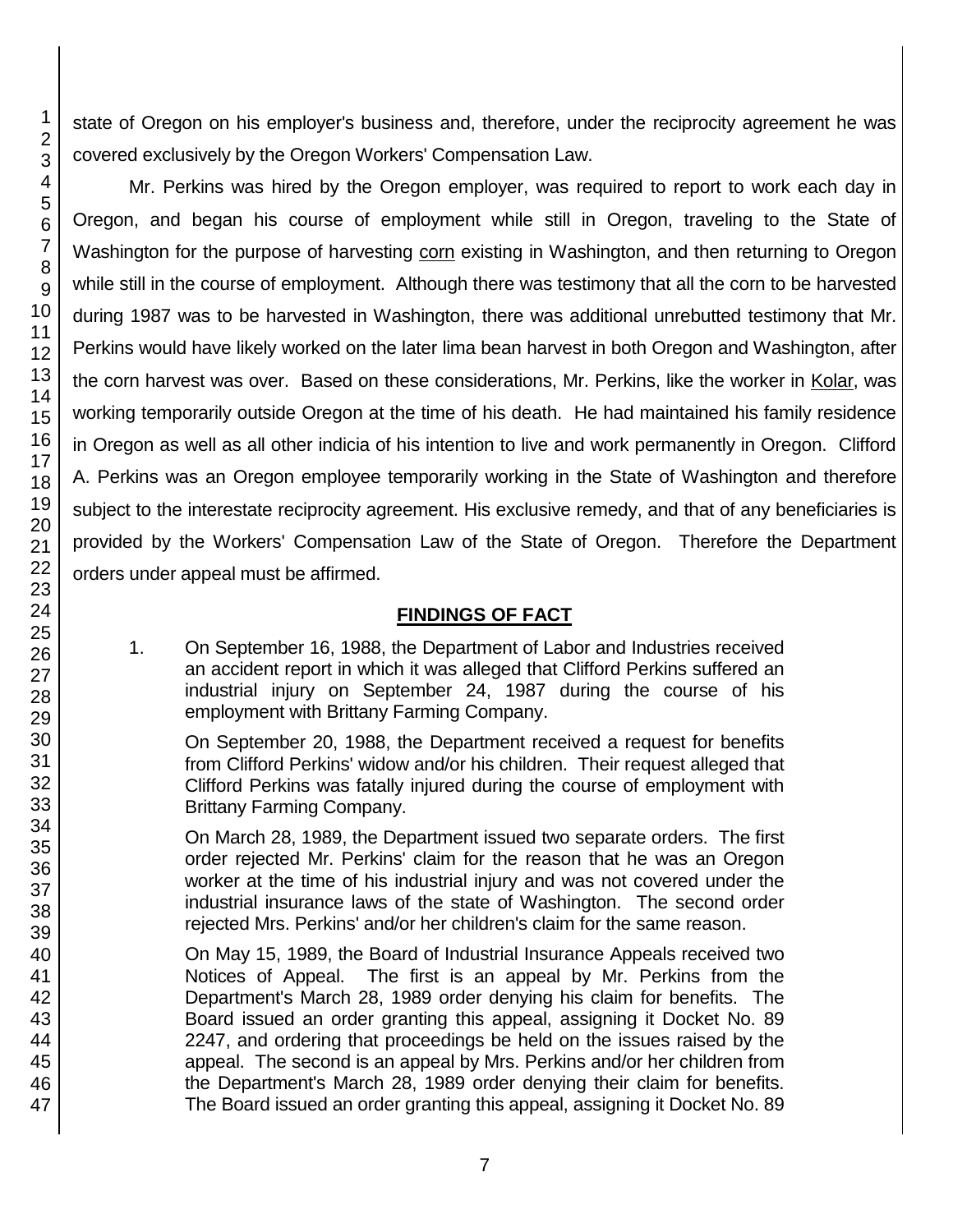state of Oregon on his employer's business and, therefore, under the reciprocity agreement he was covered exclusively by the Oregon Workers' Compensation Law.

Mr. Perkins was hired by the Oregon employer, was required to report to work each day in Oregon, and began his course of employment while still in Oregon, traveling to the State of Washington for the purpose of harvesting corn existing in Washington, and then returning to Oregon while still in the course of employment. Although there was testimony that all the corn to be harvested during 1987 was to be harvested in Washington, there was additional unrebutted testimony that Mr. Perkins would have likely worked on the later lima bean harvest in both Oregon and Washington, after the corn harvest was over. Based on these considerations, Mr. Perkins, like the worker in Kolar, was working temporarily outside Oregon at the time of his death. He had maintained his family residence in Oregon as well as all other indicia of his intention to live and work permanently in Oregon. Clifford A. Perkins was an Oregon employee temporarily working in the State of Washington and therefore subject to the interestate reciprocity agreement. His exclusive remedy, and that of any beneficiaries is provided by the Workers' Compensation Law of the State of Oregon. Therefore the Department orders under appeal must be affirmed.

## FINDINGS OF FACT

1. On September 16, 1988, the Department of Labor and Industries received an accident report in which it was alleged that Clifford Perkins suffered an industrial injury on September 24, 1987 during the course of his employment with Brittany Farming Company.

   On September 20, 1988, the Department received a request for benefits from Clifford Perkins' widow and/or his children. Their request alleged that Clifford Perkins was fatally injured during the course of employment with Brittany Farming Company.

   On March 28, 1989, the Department issued two separate orders. The first order rejected Mr. Perkins' claim for the reason that he was an Oregon worker at the time of his industrial injury and was not covered under the industrial insurance laws of the state of Washington. The second order rejected Mrs. Perkins' and/or her children's claim for the same reason.

   On May 15, 1989, the Board of Industrial Insurance Appeals received two Notices of Appeal. The first is an appeal by Mr. Perkins from the Department's March 28, 1989 order denying his claim for benefits. The Board issued an order granting this appeal, assigning it Docket No. 89 2247, and ordering that proceedings be held on the issues raised by the appeal. The second is an appeal by Mrs. Perkins and/or her children from the Department's March 28, 1989 order denying their claim for benefits. The Board issued an order granting this appeal, assigning it Docket No. 89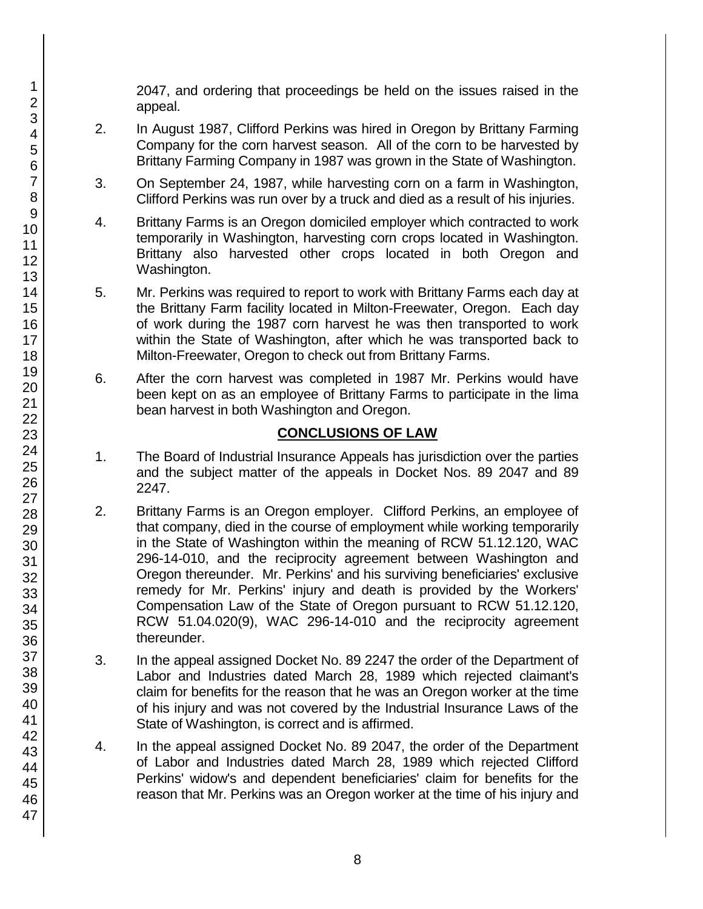2047, and ordering that proceedings be held on the issues raised in the appeal.

2. In August 1987, Clifford Perkins was hired in Oregon by Brittany Farming Company for the corn harvest season. All of the corn to be harvested by Brittany Farming Company in 1987 was grown in the State of Washington.

3. On September 24, 1987, while harvesting corn on a farm in Washington, Clifford Perkins was run over by a truck and died as a result of his injuries.

4. Brittany Farms is an Oregon domiciled employer which contracted to work temporarily in Washington, harvesting corn crops located in Washington. Brittany also harvested other crops located in both Oregon and Washington.

5. Mr. Perkins was required to report to work with Brittany Farms each day at the Brittany Farm facility located in Milton-Freewater, Oregon. Each day of work during the 1987 corn harvest he was then transported to work within the State of Washington, after which he was transported back to Milton-Freewater, Oregon to check out from Brittany Farms.

6. After the corn harvest was completed in 1987 Mr. Perkins would have been kept on as an employee of Brittany Farms to participate in the lima bean harvest in both Washington and Oregon.

## CONCLUSIONS OF LAW

1. The Board of Industrial Insurance Appeals has jurisdiction over the parties and the subject matter of the appeals in Docket Nos. 89 2047 and 89 2247.

2. Brittany Farms is an Oregon employer. Clifford Perkins, an employee of that company, died in the course of employment while working temporarily in the State of Washington within the meaning of RCW 51.12.120, WAC 296-14-010, and the reciprocity agreement between Washington and Oregon thereunder. Mr. Perkins' and his surviving beneficiaries' exclusive remedy for Mr. Perkins' injury and death is provided by the Workers' Compensation Law of the State of Oregon pursuant to RCW 51.12.120, RCW 51.04.020(9), WAC 296-14-010 and the reciprocity agreement thereunder.

3. In the appeal assigned Docket No. 89 2247 the order of the Department of Labor and Industries dated March 28, 1989 which rejected claimant's claim for benefits for the reason that he was an Oregon worker at the time of his injury and was not covered by the Industrial Insurance Laws of the State of Washington, is correct and is affirmed.

4. In the appeal assigned Docket No. 89 2047, the order of the Department of Labor and Industries dated March 28, 1989 which rejected Clifford Perkins' widow's and dependent beneficiaries' claim for benefits for the reason that Mr. Perkins was an Oregon worker at the time of his injury and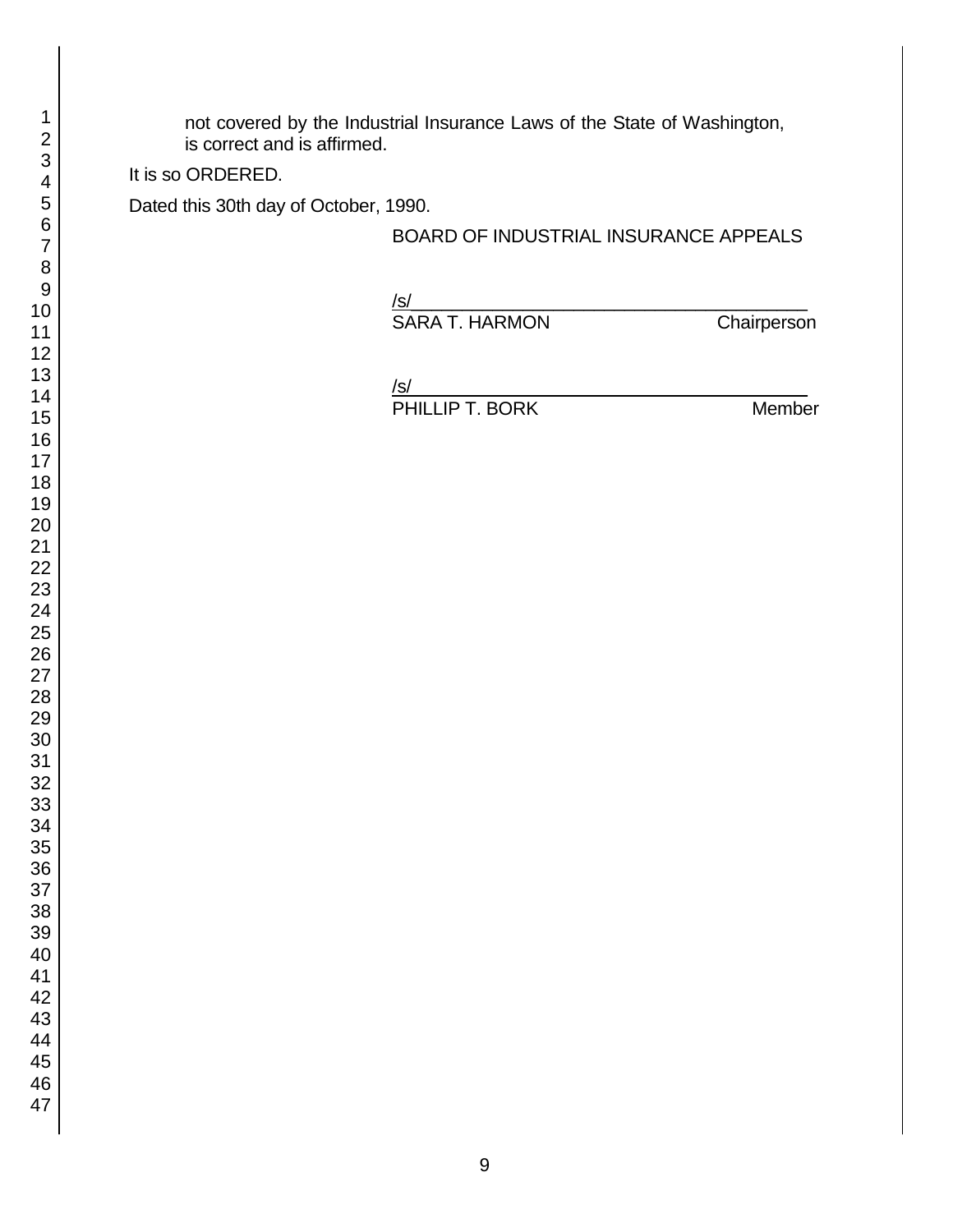not covered by the Industrial Insurance Laws of the State of Washington, is correct and is affirmed.

It is so ORDERED.

Dated this 30th day of October, 1990.

BOARD OF INDUSTRIAL INSURANCE APPEALS

/s/
SARA T. HARMON Chairperson

/s/
PHILLIP T. BORK Member